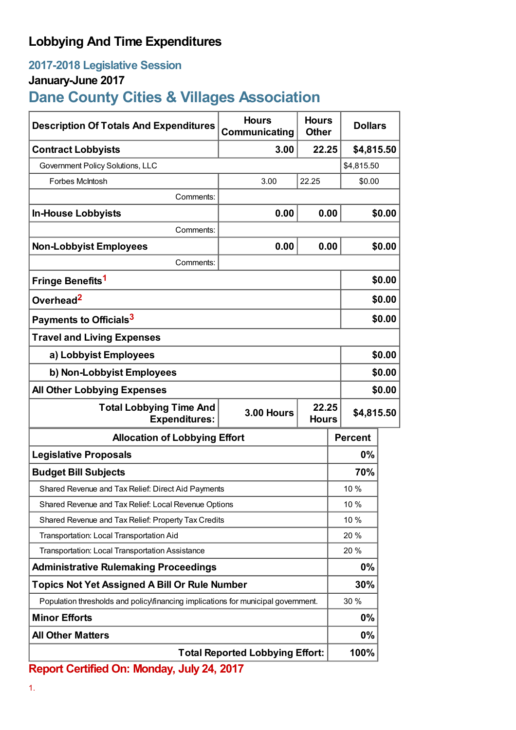# Lobbying And Time Expenditures

## 2017-2018 Legislative Session

### January-June 2017

## Dane County Cities & Villages Association

| Description Of Totals And Expenditures | Hours Communicating | Hours Other | Dollars |
|---|---|---|---|
| **Contract Lobbyists** | **3.00** | **22.25** | **$4,815.50** |
| Government Policy Solutions, LLC | | | $4,815.50 |
| Forbes McIntosh | 3.00 | 22.25 | $0.00 |
| Comments: | | | |
| **In-House Lobbyists** | **0.00** | **0.00** | **$0.00** |
| Comments: | | | |
| **Non-Lobbyist Employees** | **0.00** | **0.00** | **$0.00** |
| Comments: | | | |
| **Fringe Benefits**[1] | | | **$0.00** |
| **Overhead**[2] | | | **$0.00** |
| **Payments to Officials**[3] | | | **$0.00** |
| **Travel and Living Expenses** | | | |
| **a) Lobbyist Employees** | | | **$0.00** |
| **b) Non-Lobbyist Employees** | | | **$0.00** |
| **All Other Lobbying Expenses** | | | **$0.00** |
| **Total Lobbying Time And Expenditures:** | **3.00 Hours** | **22.25 Hours** | **$4,815.50** |

| Allocation of Lobbying Effort | Percent |
|---|---|
| **Legislative Proposals** | **0%** |
| **Budget Bill Subjects** | **70%** |
| Shared Revenue and Tax Relief: Direct Aid Payments | 10 % |
| Shared Revenue and Tax Relief: Local Revenue Options | 10 % |
| Shared Revenue and Tax Relief: Property Tax Credits | 10 % |
| Transportation: Local Transportation Aid | 20 % |
| Transportation: Local Transportation Assistance | 20 % |
| **Administrative Rulemaking Proceedings** | **0%** |
| **Topics Not Yet Assigned A Bill Or Rule Number** | **30%** |
| Population thresholds and policy\financing implications for municipal government. | 30 % |
| **Minor Efforts** | **0%** |
| **All Other Matters** | **0%** |
| **Total Reported Lobbying Effort:** | **100%** |

**Report Certified On: Monday, July 24, 2017**

1.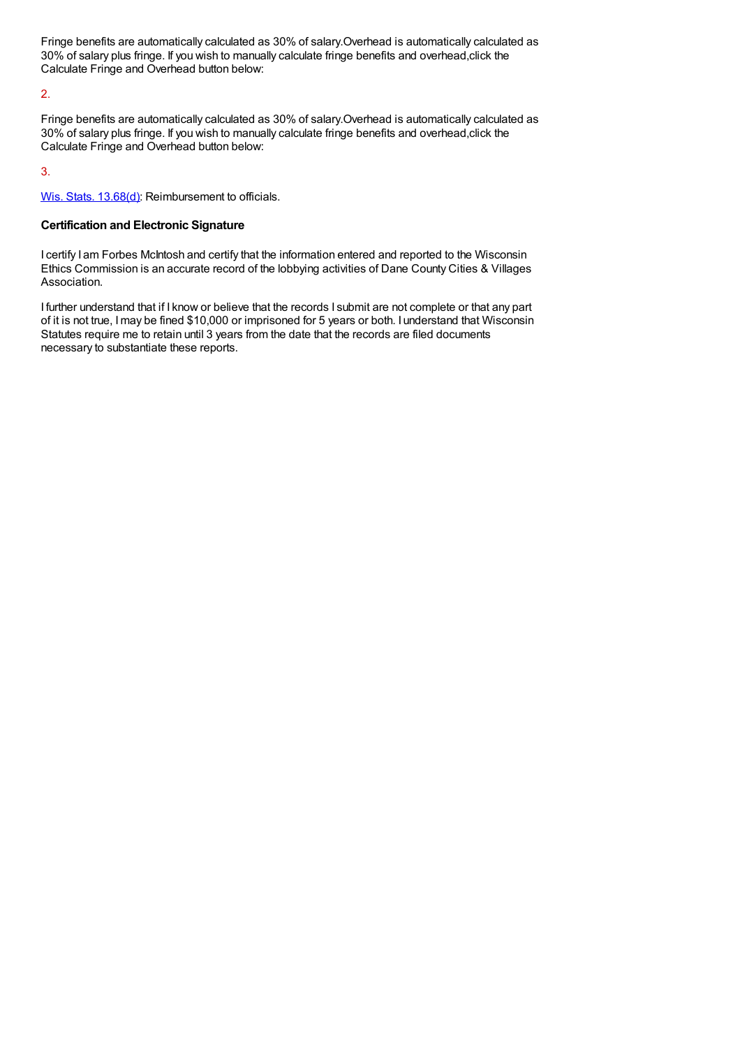Fringe benefits are automatically calculated as 30% of salary.Overhead is automatically calculated as 30% of salary plus fringe. If you wish to manually calculate fringe benefits and overhead,click the Calculate Fringe and Overhead button below:

2.

Fringe benefits are automatically calculated as 30% of salary.Overhead is automatically calculated as 30% of salary plus fringe. If you wish to manually calculate fringe benefits and overhead,click the Calculate Fringe and Overhead button below:

3.

Wis. Stats. 13.68(d): Reimbursement to officials.

**Certification and Electronic Signature**

I certify I am Forbes McIntosh and certify that the information entered and reported to the Wisconsin Ethics Commission is an accurate record of the lobbying activities of Dane County Cities & Villages Association.

I further understand that if I know or believe that the records I submit are not complete or that any part of it is not true, I may be fined $10,000 or imprisoned for 5 years or both. I understand that Wisconsin Statutes require me to retain until 3 years from the date that the records are filed documents necessary to substantiate these reports.